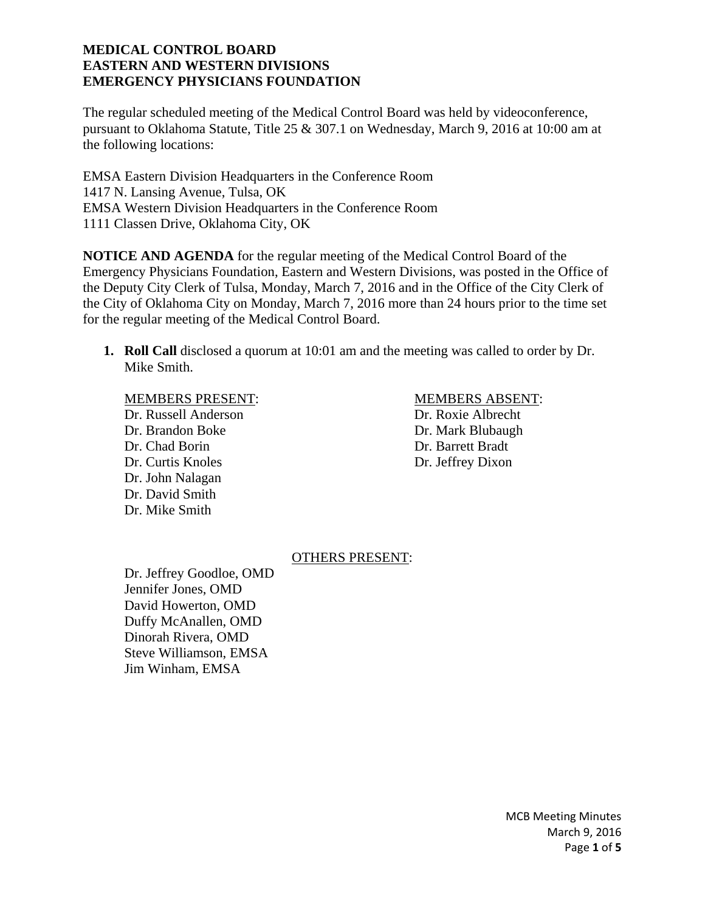**MEDICAL CONTROL BOARD**
**EASTERN AND WESTERN DIVISIONS**
**EMERGENCY PHYSICIANS FOUNDATION**

The regular scheduled meeting of the Medical Control Board was held by videoconference, pursuant to Oklahoma Statute, Title 25 & 307.1 on Wednesday, March 9, 2016 at 10:00 am at the following locations:

EMSA Eastern Division Headquarters in the Conference Room
1417 N. Lansing Avenue, Tulsa, OK
EMSA Western Division Headquarters in the Conference Room
1111 Classen Drive, Oklahoma City, OK

**NOTICE AND AGENDA** for the regular meeting of the Medical Control Board of the Emergency Physicians Foundation, Eastern and Western Divisions, was posted in the Office of the Deputy City Clerk of Tulsa, Monday, March 7, 2016 and in the Office of the City Clerk of the City of Oklahoma City on Monday, March 7, 2016 more than 24 hours prior to the time set for the regular meeting of the Medical Control Board.

1. **Roll Call** disclosed a quorum at 10:01 am and the meeting was called to order by Dr. Mike Smith.

MEMBERS PRESENT:
Dr. Russell Anderson
Dr. Brandon Boke
Dr. Chad Borin
Dr. Curtis Knoles
Dr. John Nalagan
Dr. David Smith
Dr. Mike Smith

MEMBERS ABSENT:
Dr. Roxie Albrecht
Dr. Mark Blubaugh
Dr. Barrett Bradt
Dr. Jeffrey Dixon

OTHERS PRESENT:
Dr. Jeffrey Goodloe, OMD
Jennifer Jones, OMD
David Howerton, OMD
Duffy McAnallen, OMD
Dinorah Rivera, OMD
Steve Williamson, EMSA
Jim Winham, EMSA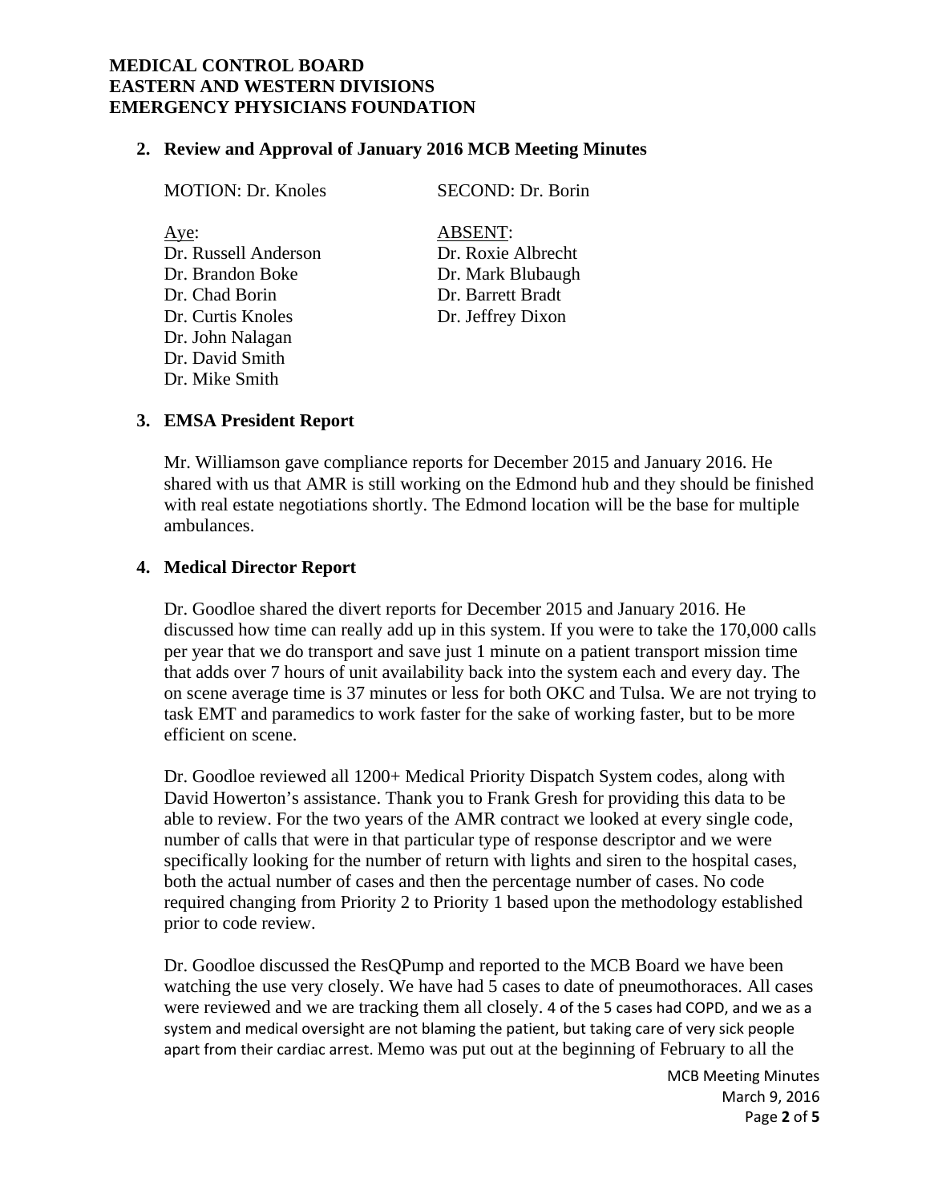**MEDICAL CONTROL BOARD**
**EASTERN AND WESTERN DIVISIONS**
**EMERGENCY PHYSICIANS FOUNDATION**

**2. Review and Approval of January 2016 MCB Meeting Minutes**

MOTION: Dr. Knoles SECOND: Dr. Borin

| Aye: | ABSENT: |
|---|---|
| Dr. Russell Anderson | Dr. Roxie Albrecht |
| Dr. Brandon Boke | Dr. Mark Blubaugh |
| Dr. Chad Borin | Dr. Barrett Bradt |
| Dr. Curtis Knoles | Dr. Jeffrey Dixon |
| Dr. John Nalagan | |
| Dr. David Smith | |
| Dr. Mike Smith | |

**3. EMSA President Report**

Mr. Williamson gave compliance reports for December 2015 and January 2016. He shared with us that AMR is still working on the Edmond hub and they should be finished with real estate negotiations shortly. The Edmond location will be the base for multiple ambulances.

**4. Medical Director Report**

Dr. Goodloe shared the divert reports for December 2015 and January 2016. He discussed how time can really add up in this system. If you were to take the 170,000 calls per year that we do transport and save just 1 minute on a patient transport mission time that adds over 7 hours of unit availability back into the system each and every day. The on scene average time is 37 minutes or less for both OKC and Tulsa. We are not trying to task EMT and paramedics to work faster for the sake of working faster, but to be more efficient on scene.

Dr. Goodloe reviewed all 1200+ Medical Priority Dispatch System codes, along with David Howerton's assistance. Thank you to Frank Gresh for providing this data to be able to review. For the two years of the AMR contract we looked at every single code, number of calls that were in that particular type of response descriptor and we were specifically looking for the number of return with lights and siren to the hospital cases, both the actual number of cases and then the percentage number of cases. No code required changing from Priority 2 to Priority 1 based upon the methodology established prior to code review.

Dr. Goodloe discussed the ResQPump and reported to the MCB Board we have been watching the use very closely. We have had 5 cases to date of pneumothoraces. All cases were reviewed and we are tracking them all closely. 4 of the 5 cases had COPD, and we as a system and medical oversight are not blaming the patient, but taking care of very sick people apart from their cardiac arrest. Memo was put out at the beginning of February to all the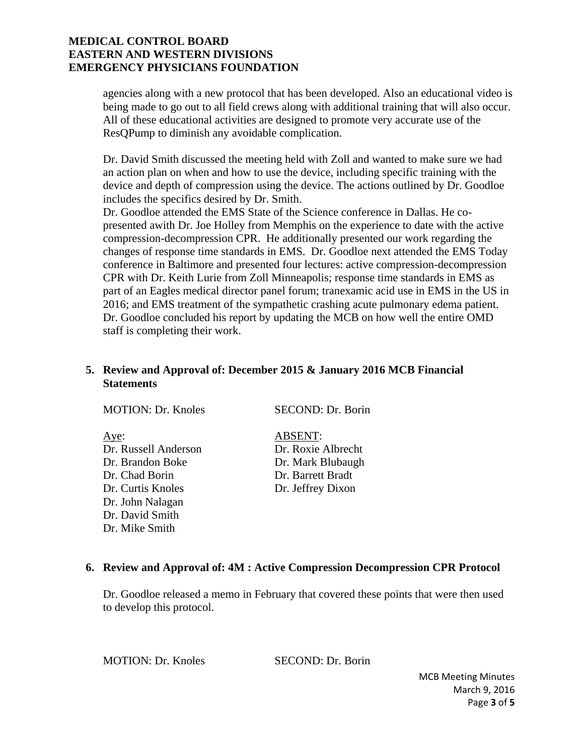agencies along with a new protocol that has been developed. Also an educational video is being made to go out to all field crews along with additional training that will also occur. All of these educational activities are designed to promote very accurate use of the ResQPump to diminish any avoidable complication.

Dr. David Smith discussed the meeting held with Zoll and wanted to make sure we had an action plan on when and how to use the device, including specific training with the device and depth of compression using the device. The actions outlined by Dr. Goodloe includes the specifics desired by Dr. Smith.
Dr. Goodloe attended the EMS State of the Science conference in Dallas. He co-presented awith Dr. Joe Holley from Memphis on the experience to date with the active compression-decompression CPR. He additionally presented our work regarding the changes of response time standards in EMS. Dr. Goodloe next attended the EMS Today conference in Baltimore and presented four lectures: active compression-decompression CPR with Dr. Keith Lurie from Zoll Minneapolis; response time standards in EMS as part of an Eagles medical director panel forum; tranexamic acid use in EMS in the US in 2016; and EMS treatment of the sympathetic crashing acute pulmonary edema patient. Dr. Goodloe concluded his report by updating the MCB on how well the entire OMD staff is completing their work.

**5. Review and Approval of: December 2015 & January 2016 MCB Financial Statements**

MOTION: Dr. Knoles SECOND: Dr. Borin

| Aye: | ABSENT: |
|---|---|
| Dr. Russell Anderson | Dr. Roxie Albrecht |
| Dr. Brandon Boke | Dr. Mark Blubaugh |
| Dr. Chad Borin | Dr. Barrett Bradt |
| Dr. Curtis Knoles | Dr. Jeffrey Dixon |
| Dr. John Nalagan | |
| Dr. David Smith | |
| Dr. Mike Smith | |

**6. Review and Approval of: 4M : Active Compression Decompression CPR Protocol**

Dr. Goodloe released a memo in February that covered these points that were then used to develop this protocol.

MOTION: Dr. Knoles SECOND: Dr. Borin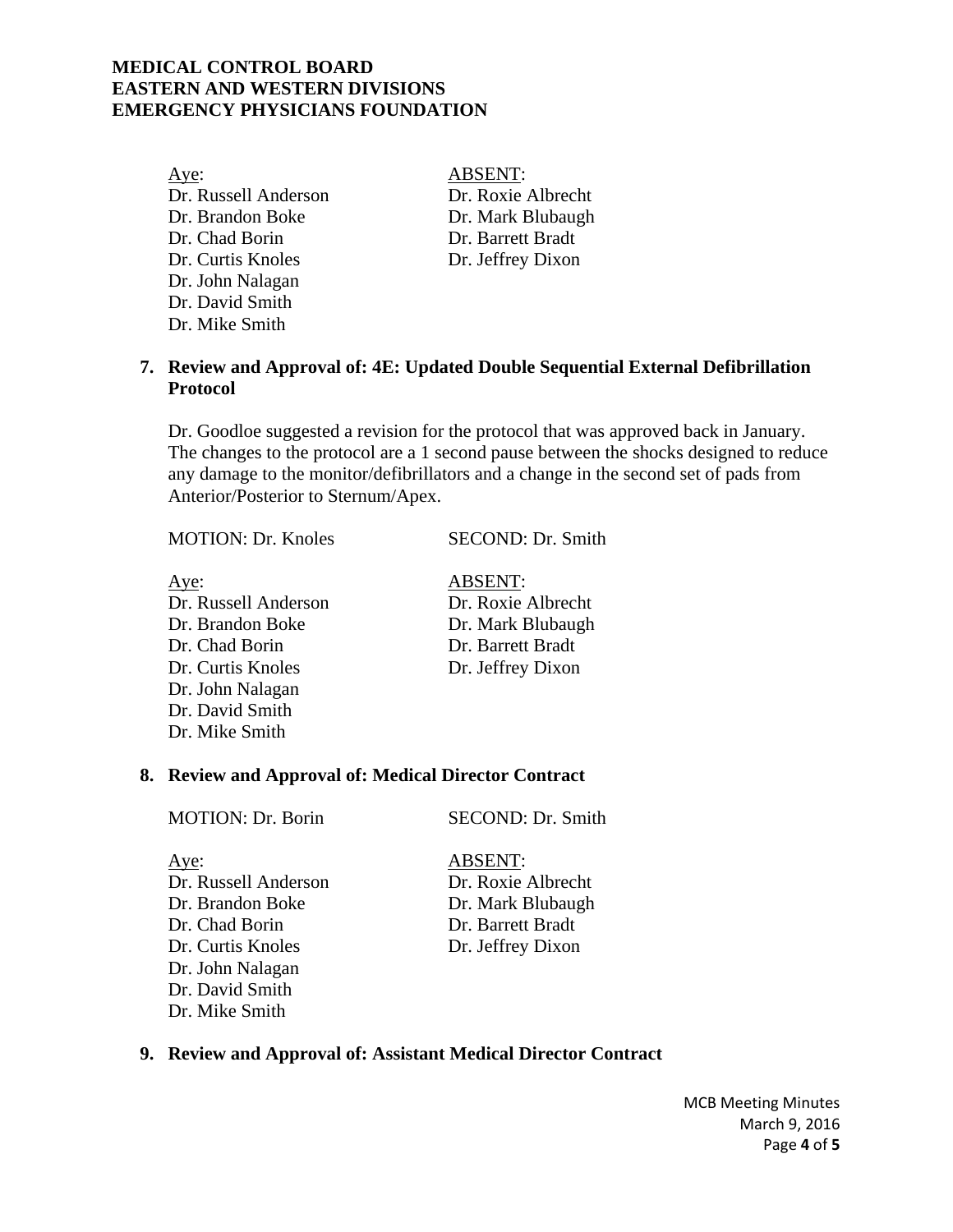| Aye: | ABSENT: |
|---|---|
| Dr. Russell Anderson | Dr. Roxie Albrecht |
| Dr. Brandon Boke | Dr. Mark Blubaugh |
| Dr. Chad Borin | Dr. Barrett Bradt |
| Dr. Curtis Knoles | Dr. Jeffrey Dixon |
| Dr. John Nalagan | |
| Dr. David Smith | |
| Dr. Mike Smith | |

**7. Review and Approval of: 4E: Updated Double Sequential External Defibrillation Protocol**

Dr. Goodloe suggested a revision for the protocol that was approved back in January. The changes to the protocol are a 1 second pause between the shocks designed to reduce any damage to the monitor/defibrillators and a change in the second set of pads from Anterior/Posterior to Sternum/Apex.

MOTION: Dr. Knoles SECOND: Dr. Smith

| Aye: | ABSENT: |
|---|---|
| Dr. Russell Anderson | Dr. Roxie Albrecht |
| Dr. Brandon Boke | Dr. Mark Blubaugh |
| Dr. Chad Borin | Dr. Barrett Bradt |
| Dr. Curtis Knoles | Dr. Jeffrey Dixon |
| Dr. John Nalagan | |
| Dr. David Smith | |
| Dr. Mike Smith | |

**8. Review and Approval of: Medical Director Contract**

MOTION: Dr. Borin SECOND: Dr. Smith

| Aye: | ABSENT: |
|---|---|
| Dr. Russell Anderson | Dr. Roxie Albrecht |
| Dr. Brandon Boke | Dr. Mark Blubaugh |
| Dr. Chad Borin | Dr. Barrett Bradt |
| Dr. Curtis Knoles | Dr. Jeffrey Dixon |
| Dr. John Nalagan | |
| Dr. David Smith | |
| Dr. Mike Smith | |

**9. Review and Approval of: Assistant Medical Director Contract**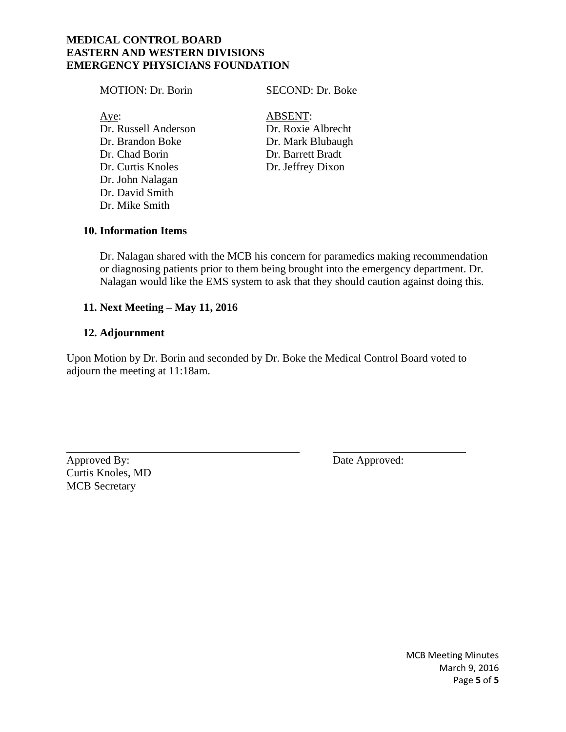**MEDICAL CONTROL BOARD**
**EASTERN AND WESTERN DIVISIONS**
**EMERGENCY PHYSICIANS FOUNDATION**

MOTION: Dr. Borin SECOND: Dr. Boke

| Aye: | ABSENT: |
| --- | --- |
| Dr. Russell Anderson | Dr. Roxie Albrecht |
| Dr. Brandon Boke | Dr. Mark Blubaugh |
| Dr. Chad Borin | Dr. Barrett Bradt |
| Dr. Curtis Knoles | Dr. Jeffrey Dixon |
| Dr. John Nalagan | |
| Dr. David Smith | |
| Dr. Mike Smith | |

### 10. Information Items

Dr. Nalagan shared with the MCB his concern for paramedics making recommendation or diagnosing patients prior to them being brought into the emergency department. Dr. Nalagan would like the EMS system to ask that they should caution against doing this.

### 11. Next Meeting – May 11, 2016

### 12. Adjournment

Upon Motion by Dr. Borin and seconded by Dr. Boke the Medical Control Board voted to adjourn the meeting at 11:18am.

Approved By:
Curtis Knoles, MD
MCB Secretary

Date Approved: